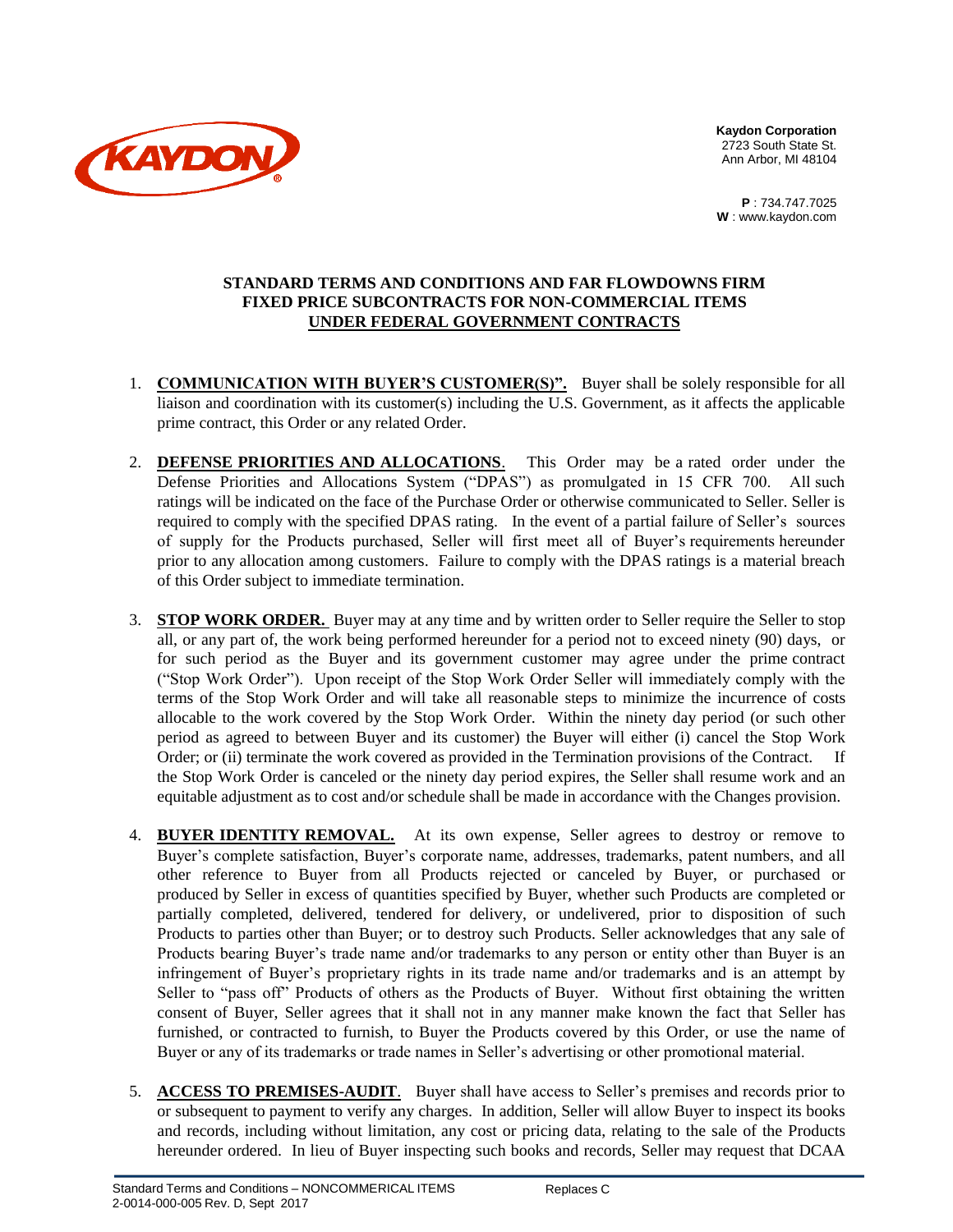**Kaydon Corporation**
2723 South State St.
Ann Arbor, MI 48104

**P** : 734.747.7025
**W** : www.kaydon.com

## STANDARD TERMS AND CONDITIONS AND FAR FLOWDOWNS FIRM FIXED PRICE SUBCONTRACTS FOR NON-COMMERCIAL ITEMS UNDER FEDERAL GOVERNMENT CONTRACTS

1. **COMMUNICATION WITH BUYER'S CUSTOMER(S)".** Buyer shall be solely responsible for all liaison and coordination with its customer(s) including the U.S. Government, as it affects the applicable prime contract, this Order or any related Order.

2. **DEFENSE PRIORITIES AND ALLOCATIONS**. This Order may be a rated order under the Defense Priorities and Allocations System ("DPAS") as promulgated in 15 CFR 700. All such ratings will be indicated on the face of the Purchase Order or otherwise communicated to Seller. Seller is required to comply with the specified DPAS rating. In the event of a partial failure of Seller's sources of supply for the Products purchased, Seller will first meet all of Buyer's requirements hereunder prior to any allocation among customers. Failure to comply with the DPAS ratings is a material breach of this Order subject to immediate termination.

3. **STOP WORK ORDER.** Buyer may at any time and by written order to Seller require the Seller to stop all, or any part of, the work being performed hereunder for a period not to exceed ninety (90) days, or for such period as the Buyer and its government customer may agree under the prime contract ("Stop Work Order"). Upon receipt of the Stop Work Order Seller will immediately comply with the terms of the Stop Work Order and will take all reasonable steps to minimize the incurrence of costs allocable to the work covered by the Stop Work Order. Within the ninety day period (or such other period as agreed to between Buyer and its customer) the Buyer will either (i) cancel the Stop Work Order; or (ii) terminate the work covered as provided in the Termination provisions of the Contract. If the Stop Work Order is canceled or the ninety day period expires, the Seller shall resume work and an equitable adjustment as to cost and/or schedule shall be made in accordance with the Changes provision.

4. **BUYER IDENTITY REMOVAL.** At its own expense, Seller agrees to destroy or remove to Buyer's complete satisfaction, Buyer's corporate name, addresses, trademarks, patent numbers, and all other reference to Buyer from all Products rejected or canceled by Buyer, or purchased or produced by Seller in excess of quantities specified by Buyer, whether such Products are completed or partially completed, delivered, tendered for delivery, or undelivered, prior to disposition of such Products to parties other than Buyer; or to destroy such Products. Seller acknowledges that any sale of Products bearing Buyer's trade name and/or trademarks to any person or entity other than Buyer is an infringement of Buyer's proprietary rights in its trade name and/or trademarks and is an attempt by Seller to "pass off" Products of others as the Products of Buyer. Without first obtaining the written consent of Buyer, Seller agrees that it shall not in any manner make known the fact that Seller has furnished, or contracted to furnish, to Buyer the Products covered by this Order, or use the name of Buyer or any of its trademarks or trade names in Seller's advertising or other promotional material.

5. **ACCESS TO PREMISES-AUDIT**. Buyer shall have access to Seller's premises and records prior to or subsequent to payment to verify any charges. In addition, Seller will allow Buyer to inspect its books and records, including without limitation, any cost or pricing data, relating to the sale of the Products hereunder ordered. In lieu of Buyer inspecting such books and records, Seller may request that DCAA

Standard Terms and Conditions – NONCOMMERICAL ITEMS
2-0014-000-005 Rev. D, Sept 2017
Replaces C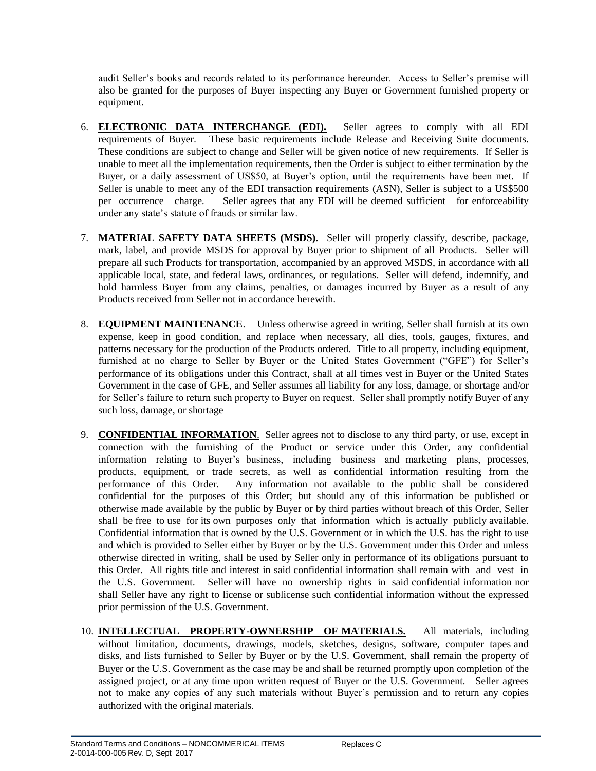audit Seller's books and records related to its performance hereunder. Access to Seller's premise will also be granted for the purposes of Buyer inspecting any Buyer or Government furnished property or equipment.

6. **ELECTRONIC DATA INTERCHANGE (EDI).** Seller agrees to comply with all EDI requirements of Buyer. These basic requirements include Release and Receiving Suite documents. These conditions are subject to change and Seller will be given notice of new requirements. If Seller is unable to meet all the implementation requirements, then the Order is subject to either termination by the Buyer, or a daily assessment of US$50, at Buyer's option, until the requirements have been met. If Seller is unable to meet any of the EDI transaction requirements (ASN), Seller is subject to a US$500 per occurrence charge. Seller agrees that any EDI will be deemed sufficient for enforceability under any state's statute of frauds or similar law.

7. **MATERIAL SAFETY DATA SHEETS (MSDS).** Seller will properly classify, describe, package, mark, label, and provide MSDS for approval by Buyer prior to shipment of all Products. Seller will prepare all such Products for transportation, accompanied by an approved MSDS, in accordance with all applicable local, state, and federal laws, ordinances, or regulations. Seller will defend, indemnify, and hold harmless Buyer from any claims, penalties, or damages incurred by Buyer as a result of any Products received from Seller not in accordance herewith.

8. **EQUIPMENT MAINTENANCE**. Unless otherwise agreed in writing, Seller shall furnish at its own expense, keep in good condition, and replace when necessary, all dies, tools, gauges, fixtures, and patterns necessary for the production of the Products ordered. Title to all property, including equipment, furnished at no charge to Seller by Buyer or the United States Government ("GFE") for Seller's performance of its obligations under this Contract, shall at all times vest in Buyer or the United States Government in the case of GFE, and Seller assumes all liability for any loss, damage, or shortage and/or for Seller's failure to return such property to Buyer on request. Seller shall promptly notify Buyer of any such loss, damage, or shortage

9. **CONFIDENTIAL INFORMATION**. Seller agrees not to disclose to any third party, or use, except in connection with the furnishing of the Product or service under this Order, any confidential information relating to Buyer's business, including business and marketing plans, processes, products, equipment, or trade secrets, as well as confidential information resulting from the performance of this Order. Any information not available to the public shall be considered confidential for the purposes of this Order; but should any of this information be published or otherwise made available by the public by Buyer or by third parties without breach of this Order, Seller shall be free to use for its own purposes only that information which is actually publicly available. Confidential information that is owned by the U.S. Government or in which the U.S. has the right to use and which is provided to Seller either by Buyer or by the U.S. Government under this Order and unless otherwise directed in writing, shall be used by Seller only in performance of its obligations pursuant to this Order. All rights title and interest in said confidential information shall remain with and vest in the U.S. Government. Seller will have no ownership rights in said confidential information nor shall Seller have any right to license or sublicense such confidential information without the expressed prior permission of the U.S. Government.

10. **INTELLECTUAL PROPERTY-OWNERSHIP OF MATERIALS.** All materials, including without limitation, documents, drawings, models, sketches, designs, software, computer tapes and disks, and lists furnished to Seller by Buyer or by the U.S. Government, shall remain the property of Buyer or the U.S. Government as the case may be and shall be returned promptly upon completion of the assigned project, or at any time upon written request of Buyer or the U.S. Government. Seller agrees not to make any copies of any such materials without Buyer's permission and to return any copies authorized with the original materials.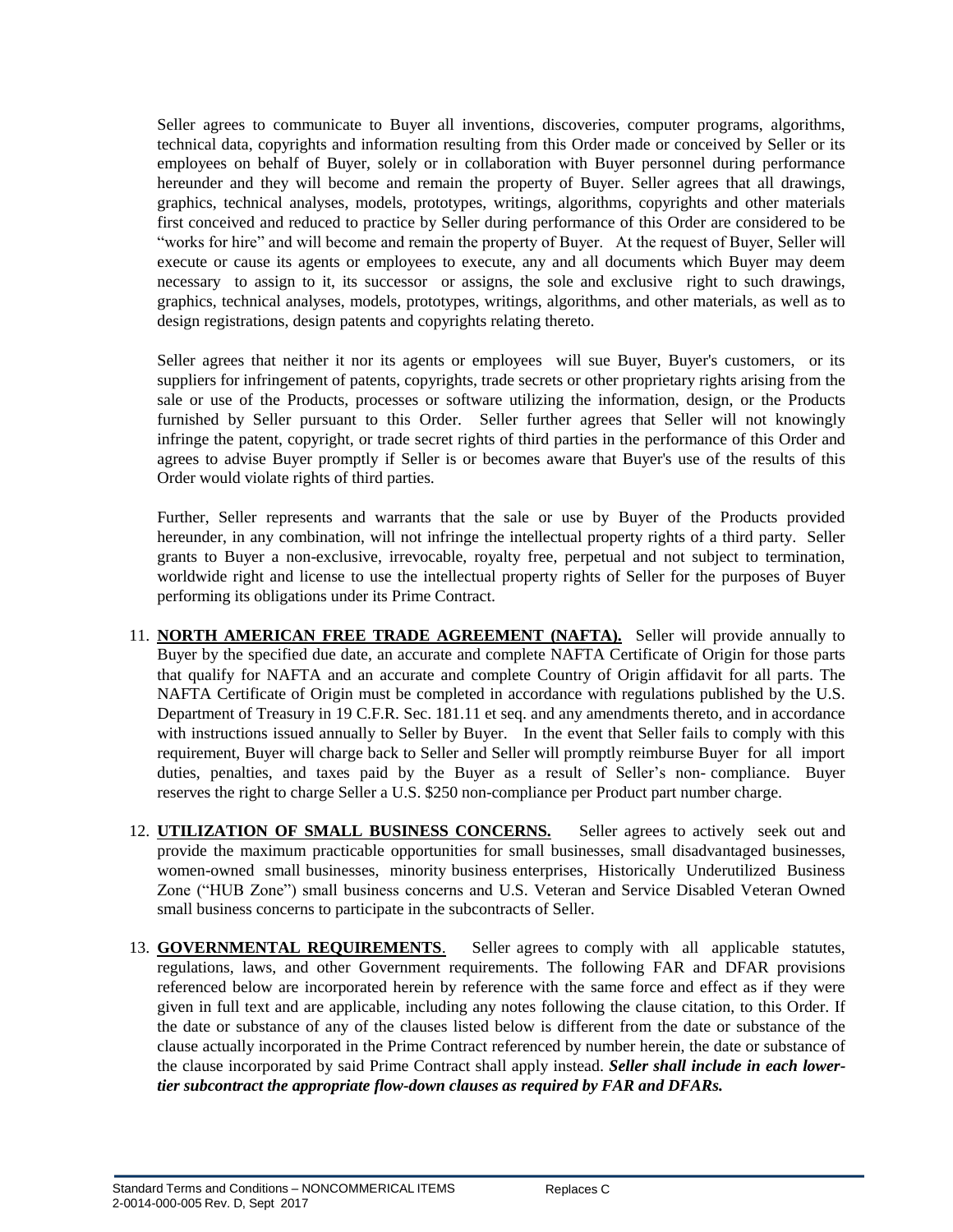Seller agrees to communicate to Buyer all inventions, discoveries, computer programs, algorithms, technical data, copyrights and information resulting from this Order made or conceived by Seller or its employees on behalf of Buyer, solely or in collaboration with Buyer personnel during performance hereunder and they will become and remain the property of Buyer. Seller agrees that all drawings, graphics, technical analyses, models, prototypes, writings, algorithms, copyrights and other materials first conceived and reduced to practice by Seller during performance of this Order are considered to be "works for hire" and will become and remain the property of Buyer. At the request of Buyer, Seller will execute or cause its agents or employees to execute, any and all documents which Buyer may deem necessary to assign to it, its successor or assigns, the sole and exclusive right to such drawings, graphics, technical analyses, models, prototypes, writings, algorithms, and other materials, as well as to design registrations, design patents and copyrights relating thereto.

Seller agrees that neither it nor its agents or employees will sue Buyer, Buyer's customers, or its suppliers for infringement of patents, copyrights, trade secrets or other proprietary rights arising from the sale or use of the Products, processes or software utilizing the information, design, or the Products furnished by Seller pursuant to this Order. Seller further agrees that Seller will not knowingly infringe the patent, copyright, or trade secret rights of third parties in the performance of this Order and agrees to advise Buyer promptly if Seller is or becomes aware that Buyer's use of the results of this Order would violate rights of third parties.

Further, Seller represents and warrants that the sale or use by Buyer of the Products provided hereunder, in any combination, will not infringe the intellectual property rights of a third party. Seller grants to Buyer a non-exclusive, irrevocable, royalty free, perpetual and not subject to termination, worldwide right and license to use the intellectual property rights of Seller for the purposes of Buyer performing its obligations under its Prime Contract.

11. **NORTH AMERICAN FREE TRADE AGREEMENT (NAFTA).** Seller will provide annually to Buyer by the specified due date, an accurate and complete NAFTA Certificate of Origin for those parts that qualify for NAFTA and an accurate and complete Country of Origin affidavit for all parts. The NAFTA Certificate of Origin must be completed in accordance with regulations published by the U.S. Department of Treasury in 19 C.F.R. Sec. 181.11 et seq. and any amendments thereto, and in accordance with instructions issued annually to Seller by Buyer. In the event that Seller fails to comply with this requirement, Buyer will charge back to Seller and Seller will promptly reimburse Buyer for all import duties, penalties, and taxes paid by the Buyer as a result of Seller's non- compliance. Buyer reserves the right to charge Seller a U.S. $250 non-compliance per Product part number charge.

12. **UTILIZATION OF SMALL BUSINESS CONCERNS.** Seller agrees to actively seek out and provide the maximum practicable opportunities for small businesses, small disadvantaged businesses, women-owned small businesses, minority business enterprises, Historically Underutilized Business Zone ("HUB Zone") small business concerns and U.S. Veteran and Service Disabled Veteran Owned small business concerns to participate in the subcontracts of Seller.

13. **GOVERNMENTAL REQUIREMENTS**. Seller agrees to comply with all applicable statutes, regulations, laws, and other Government requirements. The following FAR and DFAR provisions referenced below are incorporated herein by reference with the same force and effect as if they were given in full text and are applicable, including any notes following the clause citation, to this Order. If the date or substance of any of the clauses listed below is different from the date or substance of the clause actually incorporated in the Prime Contract referenced by number herein, the date or substance of the clause incorporated by said Prime Contract shall apply instead. ***Seller shall include in each lower-tier subcontract the appropriate flow-down clauses as required by FAR and DFARs.***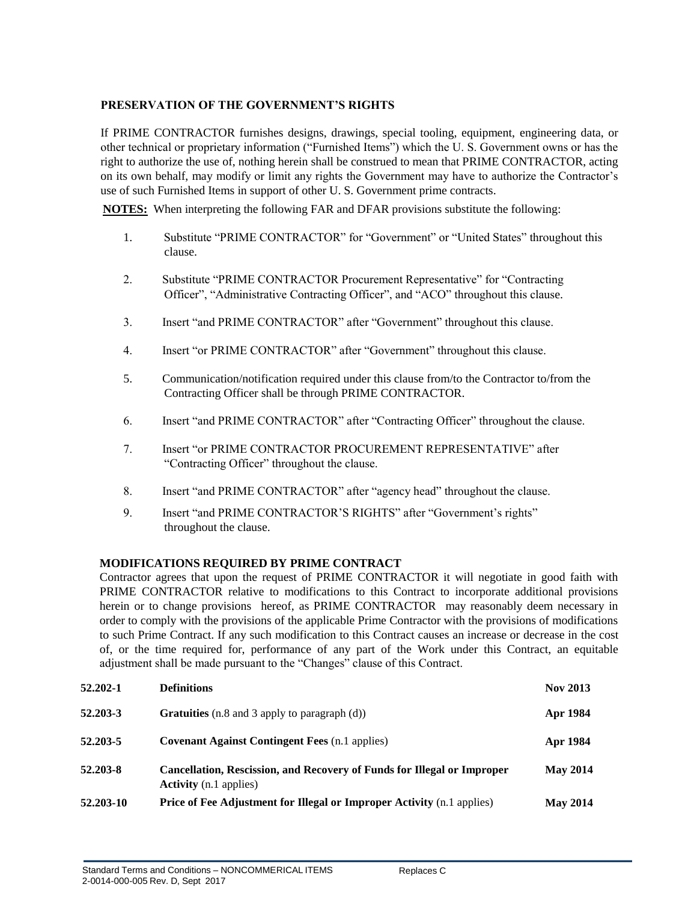**PRESERVATION OF THE GOVERNMENT'S RIGHTS**

If PRIME CONTRACTOR furnishes designs, drawings, special tooling, equipment, engineering data, or other technical or proprietary information ("Furnished Items") which the U. S. Government owns or has the right to authorize the use of, nothing herein shall be construed to mean that PRIME CONTRACTOR, acting on its own behalf, may modify or limit any rights the Government may have to authorize the Contractor's use of such Furnished Items in support of other U. S. Government prime contracts.

**NOTES:** When interpreting the following FAR and DFAR provisions substitute the following:

1. Substitute "PRIME CONTRACTOR" for "Government" or "United States" throughout this clause.
2. Substitute "PRIME CONTRACTOR Procurement Representative" for "Contracting Officer", "Administrative Contracting Officer", and "ACO" throughout this clause.
3. Insert "and PRIME CONTRACTOR" after "Government" throughout this clause.
4. Insert "or PRIME CONTRACTOR" after "Government" throughout this clause.
5. Communication/notification required under this clause from/to the Contractor to/from the Contracting Officer shall be through PRIME CONTRACTOR.
6. Insert "and PRIME CONTRACTOR" after "Contracting Officer" throughout the clause.
7. Insert "or PRIME CONTRACTOR PROCUREMENT REPRESENTATIVE" after "Contracting Officer" throughout the clause.
8. Insert "and PRIME CONTRACTOR" after "agency head" throughout the clause.
9. Insert "and PRIME CONTRACTOR'S RIGHTS" after "Government's rights" throughout the clause.

**MODIFICATIONS REQUIRED BY PRIME CONTRACT**

Contractor agrees that upon the request of PRIME CONTRACTOR it will negotiate in good faith with PRIME CONTRACTOR relative to modifications to this Contract to incorporate additional provisions herein or to change provisions hereof, as PRIME CONTRACTOR may reasonably deem necessary in order to comply with the provisions of the applicable Prime Contractor with the provisions of modifications to such Prime Contract. If any such modification to this Contract causes an increase or decrease in the cost of, or the time required for, performance of any part of the Work under this Contract, an equitable adjustment shall be made pursuant to the "Changes" clause of this Contract.

| | | |
|---|---|---|
| **52.202-1** | **Definitions** | **Nov 2013** |
| **52.203-3** | **Gratuities** (n.8 and 3 apply to paragraph (d)) | **Apr 1984** |
| **52.203-5** | **Covenant Against Contingent Fees** (n.1 applies) | **Apr 1984** |
| **52.203-8** | **Cancellation, Rescission, and Recovery of Funds for Illegal or Improper Activity** (n.1 applies) | **May 2014** |
| **52.203-10** | **Price of Fee Adjustment for Illegal or Improper Activity** (n.1 applies) | **May 2014** |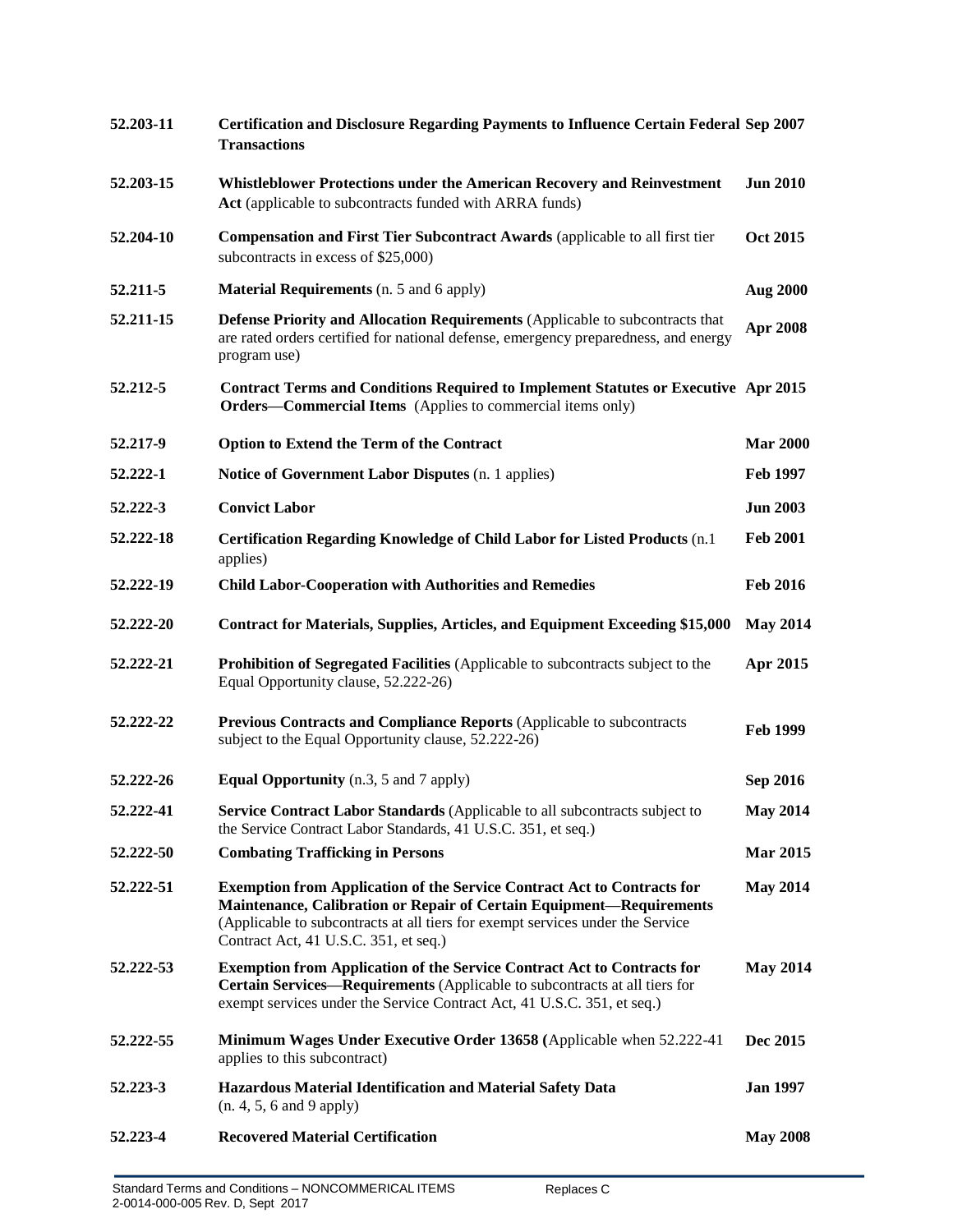| | | |
|---|---|---|
| **52.203-11** | **Certification and Disclosure Regarding Payments to Influence Certain Federal Transactions** | **Sep 2007** |
| **52.203-15** | **Whistleblower Protections under the American Recovery and Reinvestment Act** (applicable to subcontracts funded with ARRA funds) | **Jun 2010** |
| **52.204-10** | **Compensation and First Tier Subcontract Awards** (applicable to all first tier subcontracts in excess of $25,000) | **Oct 2015** |
| **52.211-5** | **Material Requirements** (n. 5 and 6 apply) | **Aug 2000** |
| **52.211-15** | **Defense Priority and Allocation Requirements** (Applicable to subcontracts that are rated orders certified for national defense, emergency preparedness, and energy program use) | **Apr 2008** |
| **52.212-5** | **Contract Terms and Conditions Required to Implement Statutes or Executive Orders—Commercial Items** (Applies to commercial items only) | **Apr 2015** |
| **52.217-9** | **Option to Extend the Term of the Contract** | **Mar 2000** |
| **52.222-1** | **Notice of Government Labor Disputes** (n. 1 applies) | **Feb 1997** |
| **52.222-3** | **Convict Labor** | **Jun 2003** |
| **52.222-18** | **Certification Regarding Knowledge of Child Labor for Listed Products** (n.1 applies) | **Feb 2001** |
| **52.222-19** | **Child Labor-Cooperation with Authorities and Remedies** | **Feb 2016** |
| **52.222-20** | **Contract for Materials, Supplies, Articles, and Equipment Exceeding $15,000** | **May 2014** |
| **52.222-21** | **Prohibition of Segregated Facilities** (Applicable to subcontracts subject to the Equal Opportunity clause, 52.222-26) | **Apr 2015** |
| **52.222-22** | **Previous Contracts and Compliance Reports** (Applicable to subcontracts subject to the Equal Opportunity clause, 52.222-26) | **Feb 1999** |
| **52.222-26** | **Equal Opportunity** (n.3, 5 and 7 apply) | **Sep 2016** |
| **52.222-41** | **Service Contract Labor Standards** (Applicable to all subcontracts subject to the Service Contract Labor Standards, 41 U.S.C. 351, et seq.) | **May 2014** |
| **52.222-50** | **Combating Trafficking in Persons** | **Mar 2015** |
| **52.222-51** | **Exemption from Application of the Service Contract Act to Contracts for Maintenance, Calibration or Repair of Certain Equipment—Requirements** (Applicable to subcontracts at all tiers for exempt services under the Service Contract Act, 41 U.S.C. 351, et seq.) | **May 2014** |
| **52.222-53** | **Exemption from Application of the Service Contract Act to Contracts for Certain Services—Requirements** (Applicable to subcontracts at all tiers for exempt services under the Service Contract Act, 41 U.S.C. 351, et seq.) | **May 2014** |
| **52.222-55** | **Minimum Wages Under Executive Order 13658 (**Applicable when 52.222-41 applies to this subcontract) | **Dec 2015** |
| **52.223-3** | **Hazardous Material Identification and Material Safety Data** (n. 4, 5, 6 and 9 apply) | **Jan 1997** |
| **52.223-4** | **Recovered Material Certification** | **May 2008** |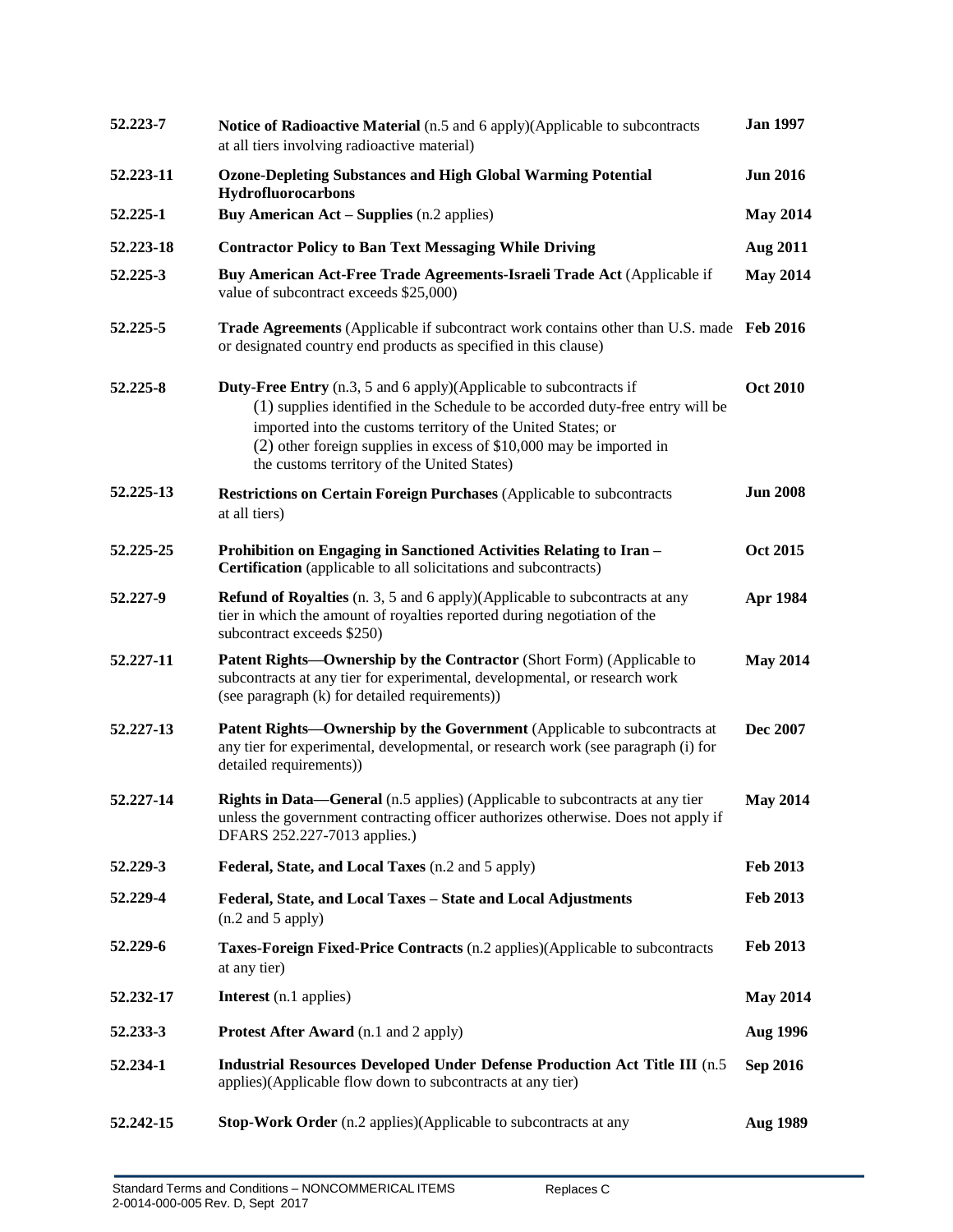| | | |
|---|---|---|
| **52.223-7** | **Notice of Radioactive Material** (n.5 and 6 apply)(Applicable to subcontracts at all tiers involving radioactive material) | **Jan 1997** |
| **52.223-11** | **Ozone-Depleting Substances and High Global Warming Potential Hydrofluorocarbons** | **Jun 2016** |
| **52.225-1** | **Buy American Act – Supplies** (n.2 applies) | **May 2014** |
| **52.223-18** | **Contractor Policy to Ban Text Messaging While Driving** | **Aug 2011** |
| **52.225-3** | **Buy American Act-Free Trade Agreements-Israeli Trade Act** (Applicable if value of subcontract exceeds $25,000) | **May 2014** |
| **52.225-5** | **Trade Agreements** (Applicable if subcontract work contains other than U.S. made or designated country end products as specified in this clause) | **Feb 2016** |
| **52.225-8** | **Duty-Free Entry** (n.3, 5 and 6 apply)(Applicable to subcontracts if (1) supplies identified in the Schedule to be accorded duty-free entry will be imported into the customs territory of the United States; or (2) other foreign supplies in excess of $10,000 may be imported in the customs territory of the United States) | **Oct 2010** |
| **52.225-13** | **Restrictions on Certain Foreign Purchases** (Applicable to subcontracts at all tiers) | **Jun 2008** |
| **52.225-25** | **Prohibition on Engaging in Sanctioned Activities Relating to Iran – Certification** (applicable to all solicitations and subcontracts) | **Oct 2015** |
| **52.227-9** | **Refund of Royalties** (n. 3, 5 and 6 apply)(Applicable to subcontracts at any tier in which the amount of royalties reported during negotiation of the subcontract exceeds $250) | **Apr 1984** |
| **52.227-11** | **Patent Rights—Ownership by the Contractor** (Short Form) (Applicable to subcontracts at any tier for experimental, developmental, or research work (see paragraph (k) for detailed requirements)) | **May 2014** |
| **52.227-13** | **Patent Rights—Ownership by the Government** (Applicable to subcontracts at any tier for experimental, developmental, or research work (see paragraph (i) for detailed requirements)) | **Dec 2007** |
| **52.227-14** | **Rights in Data—General** (n.5 applies) (Applicable to subcontracts at any tier unless the government contracting officer authorizes otherwise. Does not apply if DFARS 252.227-7013 applies.) | **May 2014** |
| **52.229-3** | **Federal, State, and Local Taxes** (n.2 and 5 apply) | **Feb 2013** |
| **52.229-4** | **Federal, State, and Local Taxes – State and Local Adjustments** (n.2 and 5 apply) | **Feb 2013** |
| **52.229-6** | **Taxes-Foreign Fixed-Price Contracts** (n.2 applies)(Applicable to subcontracts at any tier) | **Feb 2013** |
| **52.232-17** | **Interest** (n.1 applies) | **May 2014** |
| **52.233-3** | **Protest After Award** (n.1 and 2 apply) | **Aug 1996** |
| **52.234-1** | **Industrial Resources Developed Under Defense Production Act Title III** (n.5 applies)(Applicable flow down to subcontracts at any tier) | **Sep 2016** |
| **52.242-15** | **Stop-Work Order** (n.2 applies)(Applicable to subcontracts at any | **Aug 1989** |

Standard Terms and Conditions – NONCOMMERICAL ITEMS 2-0014-000-005 Rev. D, Sept 2017 Replaces C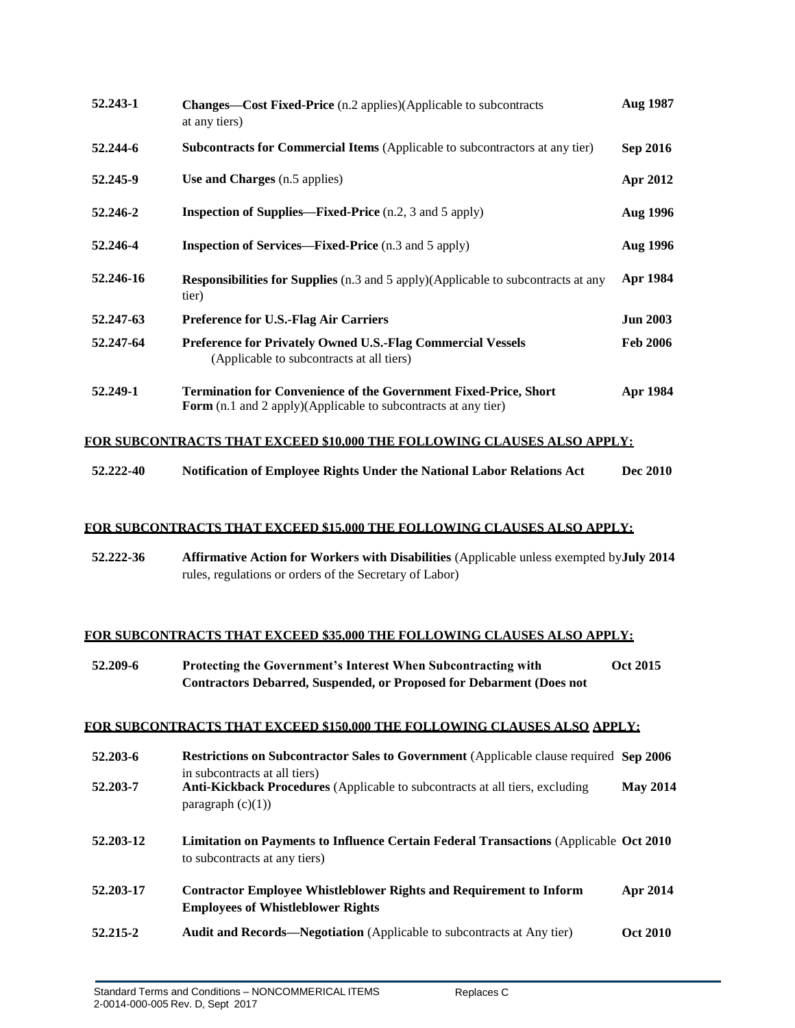| | | |
|---|---|---|
| **52.243-1** | **Changes—Cost Fixed-Price** (n.2 applies)(Applicable to subcontracts at any tiers) | **Aug 1987** |
| **52.244-6** | **Subcontracts for Commercial Items** (Applicable to subcontractors at any tier) | **Sep 2016** |
| **52.245-9** | **Use and Charges** (n.5 applies) | **Apr 2012** |
| **52.246-2** | **Inspection of Supplies—Fixed-Price** (n.2, 3 and 5 apply) | **Aug 1996** |
| **52.246-4** | **Inspection of Services—Fixed-Price** (n.3 and 5 apply) | **Aug 1996** |
| **52.246-16** | **Responsibilities for Supplies** (n.3 and 5 apply)(Applicable to subcontracts at any tier) | **Apr 1984** |
| **52.247-63** | **Preference for U.S.-Flag Air Carriers** | **Jun 2003** |
| **52.247-64** | **Preference for Privately Owned U.S.-Flag Commercial Vessels** (Applicable to subcontracts at all tiers) | **Feb 2006** |
| **52.249-1** | **Termination for Convenience of the Government Fixed-Price, Short Form** (n.1 and 2 apply)(Applicable to subcontracts at any tier) | **Apr 1984** |

**FOR SUBCONTRACTS THAT EXCEED $10,000 THE FOLLOWING CLAUSES ALSO APPLY:**

| | | |
|---|---|---|
| **52.222-40** | **Notification of Employee Rights Under the National Labor Relations Act** | **Dec 2010** |

**FOR SUBCONTRACTS THAT EXCEED $15,000 THE FOLLOWING CLAUSES ALSO APPLY:**

| | | |
|---|---|---|
| **52.222-36** | **Affirmative Action for Workers with Disabilities** (Applicable unless exempted by rules, regulations or orders of the Secretary of Labor) | **July 2014** |

**FOR SUBCONTRACTS THAT EXCEED $35,000 THE FOLLOWING CLAUSES ALSO APPLY:**

| | | |
|---|---|---|
| **52.209-6** | **Protecting the Government's Interest When Subcontracting with Contractors Debarred, Suspended, or Proposed for Debarment (Does not** | **Oct 2015** |

**FOR SUBCONTRACTS THAT EXCEED $150,000 THE FOLLOWING CLAUSES ALSO APPLY:**

| | | |
|---|---|---|
| **52.203-6** | **Restrictions on Subcontractor Sales to Government** (Applicable clause required in subcontracts at all tiers) | **Sep 2006** |
| **52.203-7** | **Anti-Kickback Procedures** (Applicable to subcontracts at all tiers, excluding paragraph (c)(1)) | **May 2014** |
| **52.203-12** | **Limitation on Payments to Influence Certain Federal Transactions** (Applicable to subcontracts at any tiers) | **Oct 2010** |
| **52.203-17** | **Contractor Employee Whistleblower Rights and Requirement to Inform Employees of Whistleblower Rights** | **Apr 2014** |
| **52.215-2** | **Audit and Records—Negotiation** (Applicable to subcontracts at Any tier) | **Oct 2010** |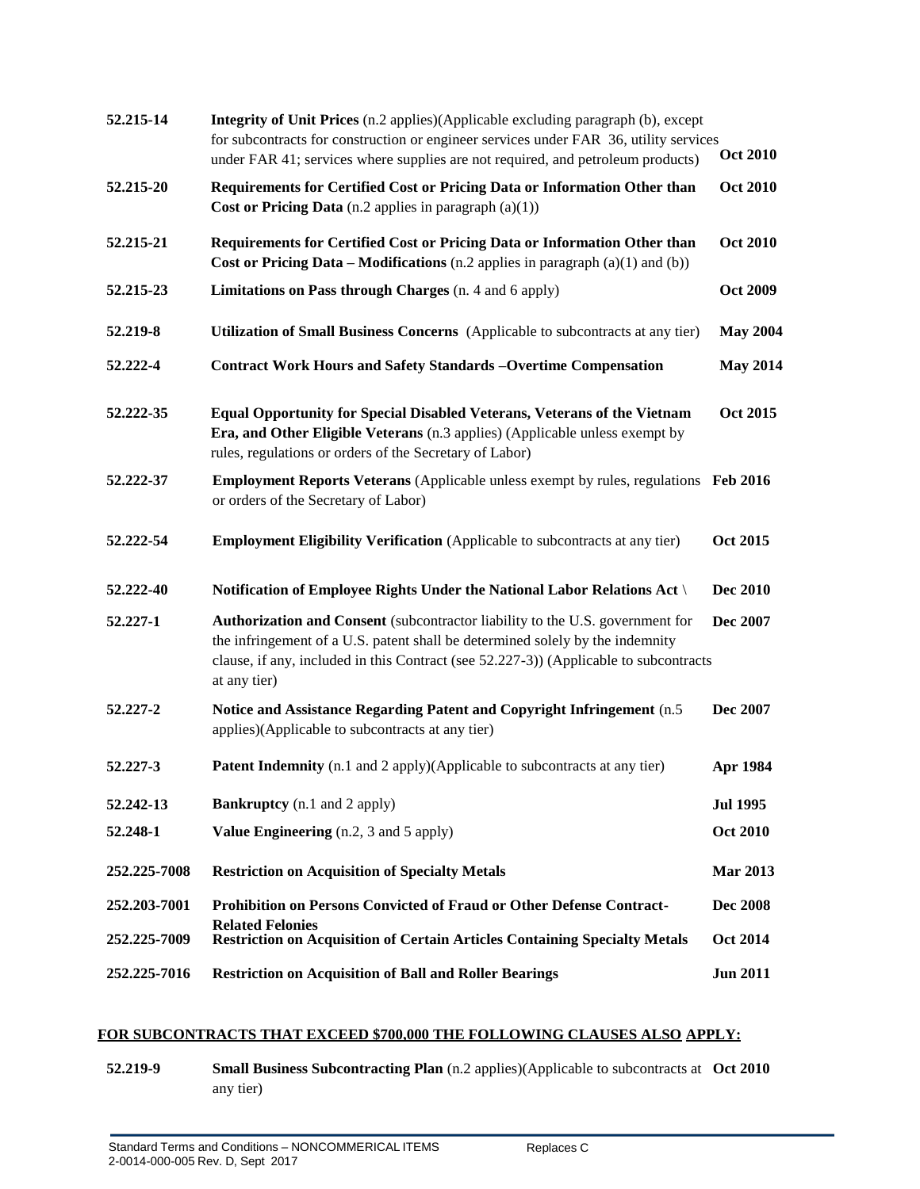| | | |
|---|---|---|
| **52.215-14** | **Integrity of Unit Prices** (n.2 applies)(Applicable excluding paragraph (b), except for subcontracts for construction or engineer services under FAR 36, utility services under FAR 41; services where supplies are not required, and petroleum products) | **Oct 2010** |
| **52.215-20** | **Requirements for Certified Cost or Pricing Data or Information Other than Cost or Pricing Data** (n.2 applies in paragraph (a)(1)) | **Oct 2010** |
| **52.215-21** | **Requirements for Certified Cost or Pricing Data or Information Other than Cost or Pricing Data – Modifications** (n.2 applies in paragraph (a)(1) and (b)) | **Oct 2010** |
| **52.215-23** | **Limitations on Pass through Charges** (n. 4 and 6 apply) | **Oct 2009** |
| **52.219-8** | **Utilization of Small Business Concerns** (Applicable to subcontracts at any tier) | **May 2004** |
| **52.222-4** | **Contract Work Hours and Safety Standards –Overtime Compensation** | **May 2014** |
| **52.222-35** | **Equal Opportunity for Special Disabled Veterans, Veterans of the Vietnam Era, and Other Eligible Veterans** (n.3 applies) (Applicable unless exempt by rules, regulations or orders of the Secretary of Labor) | **Oct 2015** |
| **52.222-37** | **Employment Reports Veterans** (Applicable unless exempt by rules, regulations or orders of the Secretary of Labor) | **Feb 2016** |
| **52.222-54** | **Employment Eligibility Verification** (Applicable to subcontracts at any tier) | **Oct 2015** |
| **52.222-40** | **Notification of Employee Rights Under the National Labor Relations Act \\** | **Dec 2010** |
| **52.227-1** | **Authorization and Consent** (subcontractor liability to the U.S. government for the infringement of a U.S. patent shall be determined solely by the indemnity clause, if any, included in this Contract (see 52.227-3)) (Applicable to subcontracts at any tier) | **Dec 2007** |
| **52.227-2** | **Notice and Assistance Regarding Patent and Copyright Infringement** (n.5 applies)(Applicable to subcontracts at any tier) | **Dec 2007** |
| **52.227-3** | **Patent Indemnity** (n.1 and 2 apply)(Applicable to subcontracts at any tier) | **Apr 1984** |
| **52.242-13** | **Bankruptcy** (n.1 and 2 apply) | **Jul 1995** |
| **52.248-1** | **Value Engineering** (n.2, 3 and 5 apply) | **Oct 2010** |
| **252.225-7008** | **Restriction on Acquisition of Specialty Metals** | **Mar 2013** |
| **252.203-7001** | **Prohibition on Persons Convicted of Fraud or Other Defense Contract-Related Felonies** | **Dec 2008** |
| **252.225-7009** | **Restriction on Acquisition of Certain Articles Containing Specialty Metals** | **Oct 2014** |
| **252.225-7016** | **Restriction on Acquisition of Ball and Roller Bearings** | **Jun 2011** |

**FOR SUBCONTRACTS THAT EXCEED $700,000 THE FOLLOWING CLAUSES ALSO APPLY:**

| | | |
|---|---|---|
| **52.219-9** | **Small Business Subcontracting Plan** (n.2 applies)(Applicable to subcontracts at any tier) | **Oct 2010** |

Standard Terms and Conditions – NONCOMMERICAL ITEMS Replaces C
2-0014-000-005 Rev. D, Sept 2017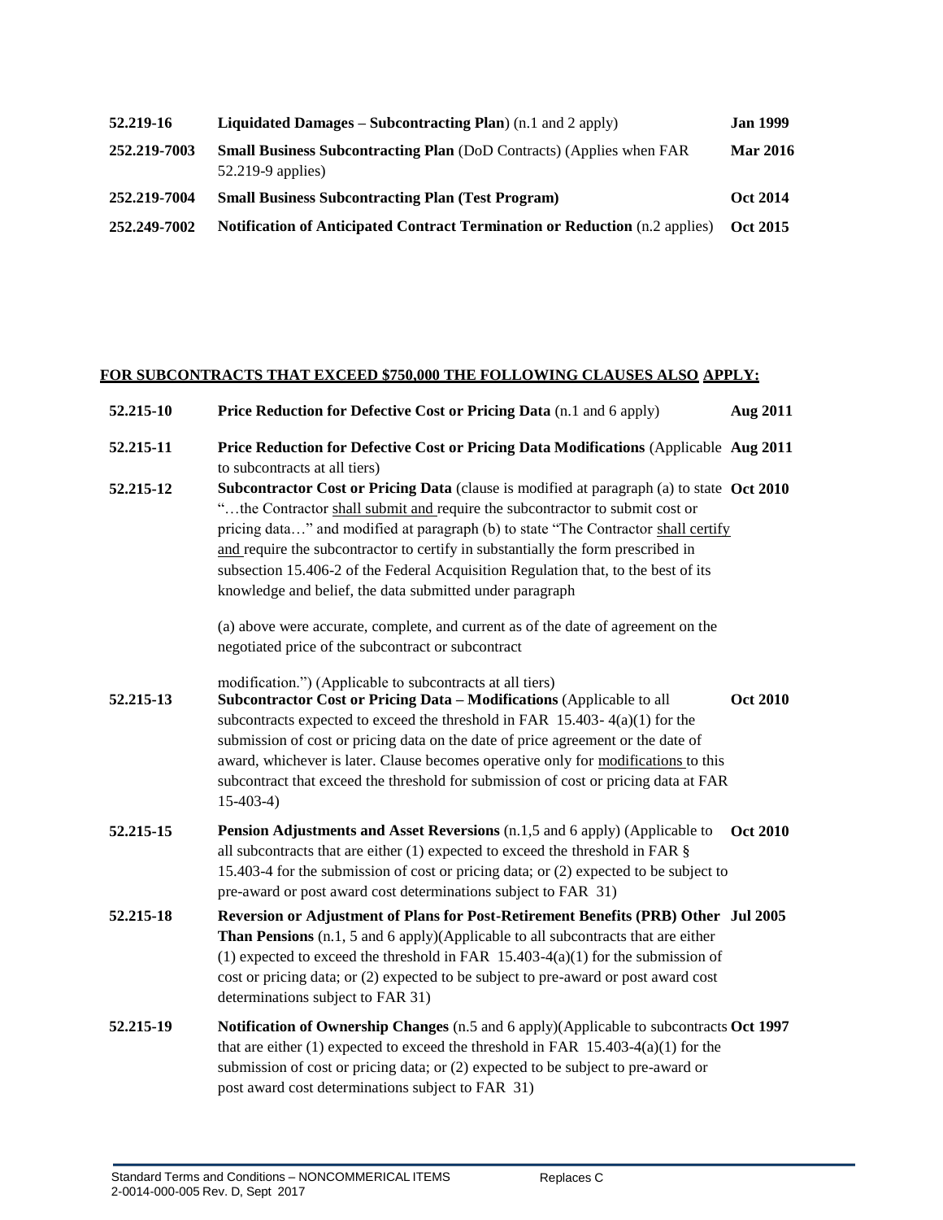| | | |
|---|---|---|
| **52.219-16** | **Liquidated Damages – Subcontracting Plan**) (n.1 and 2 apply) | **Jan 1999** |
| **252.219-7003** | **Small Business Subcontracting Plan** (DoD Contracts) (Applies when FAR 52.219-9 applies) | **Mar 2016** |
| **252.219-7004** | **Small Business Subcontracting Plan (Test Program)** | **Oct 2014** |
| **252.249-7002** | **Notification of Anticipated Contract Termination or Reduction** (n.2 applies) | **Oct 2015** |

**FOR SUBCONTRACTS THAT EXCEED $750,000 THE FOLLOWING CLAUSES ALSO APPLY:**

| | | |
|---|---|---|
| **52.215-10** | **Price Reduction for Defective Cost or Pricing Data** (n.1 and 6 apply) | **Aug 2011** |
| **52.215-11** | **Price Reduction for Defective Cost or Pricing Data Modifications** (Applicable to subcontracts at all tiers) | **Aug 2011** |
| **52.215-12** | **Subcontractor Cost or Pricing Data** (clause is modified at paragraph (a) to state "…the Contractor shall submit and require the subcontractor to submit cost or pricing data…" and modified at paragraph (b) to state "The Contractor shall certify and require the subcontractor to certify in substantially the form prescribed in subsection 15.406-2 of the Federal Acquisition Regulation that, to the best of its knowledge and belief, the data submitted under paragraph (a) above were accurate, complete, and current as of the date of agreement on the negotiated price of the subcontract or subcontract modification.") (Applicable to subcontracts at all tiers) | **Oct 2010** |
| **52.215-13** | **Subcontractor Cost or Pricing Data – Modifications** (Applicable to all subcontracts expected to exceed the threshold in FAR 15.403- 4(a)(1) for the submission of cost or pricing data on the date of price agreement or the date of award, whichever is later. Clause becomes operative only for modifications to this subcontract that exceed the threshold for submission of cost or pricing data at FAR 15-403-4) | **Oct 2010** |
| **52.215-15** | **Pension Adjustments and Asset Reversions** (n.1,5 and 6 apply) (Applicable to all subcontracts that are either (1) expected to exceed the threshold in FAR § 15.403-4 for the submission of cost or pricing data; or (2) expected to be subject to pre-award or post award cost determinations subject to FAR 31) | **Oct 2010** |
| **52.215-18** | **Reversion or Adjustment of Plans for Post-Retirement Benefits (PRB) Other Than Pensions** (n.1, 5 and 6 apply)(Applicable to all subcontracts that are either (1) expected to exceed the threshold in FAR 15.403-4(a)(1) for the submission of cost or pricing data; or (2) expected to be subject to pre-award or post award cost determinations subject to FAR 31) | **Jul 2005** |
| **52.215-19** | **Notification of Ownership Changes** (n.5 and 6 apply)(Applicable to subcontracts that are either (1) expected to exceed the threshold in FAR 15.403-4(a)(1) for the submission of cost or pricing data; or (2) expected to be subject to pre-award or post award cost determinations subject to FAR 31) | **Oct 1997** |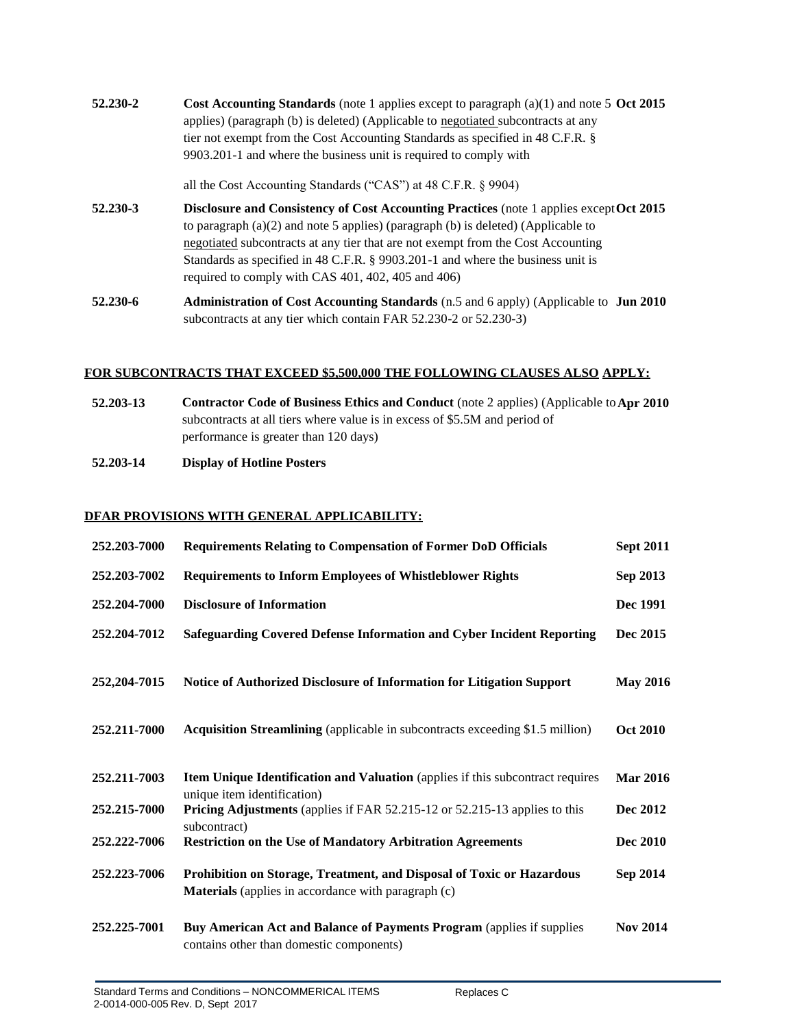| | | |
|---|---|---|
| 52.230-2 | **Cost Accounting Standards** (note 1 applies except to paragraph (a)(1) and note 5 applies) (paragraph (b) is deleted) (Applicable to negotiated subcontracts at any tier not exempt from the Cost Accounting Standards as specified in 48 C.F.R. § 9903.201-1 and where the business unit is required to comply with all the Cost Accounting Standards ("CAS") at 48 C.F.R. § 9904) | **Oct 2015** |
| 52.230-3 | **Disclosure and Consistency of Cost Accounting Practices** (note 1 applies except to paragraph (a)(2) and note 5 applies) (paragraph (b) is deleted) (Applicable to negotiated subcontracts at any tier that are not exempt from the Cost Accounting Standards as specified in 48 C.F.R. § 9903.201-1 and where the business unit is required to comply with CAS 401, 402, 405 and 406) | **Oct 2015** |
| 52.230-6 | **Administration of Cost Accounting Standards** (n.5 and 6 apply) (Applicable to subcontracts at any tier which contain FAR 52.230-2 or 52.230-3) | **Jun 2010** |

**FOR SUBCONTRACTS THAT EXCEED $5,500,000 THE FOLLOWING CLAUSES ALSO APPLY:**

| | | |
|---|---|---|
| 52.203-13 | **Contractor Code of Business Ethics and Conduct** (note 2 applies) (Applicable to subcontracts at all tiers where value is in excess of $5.5M and period of performance is greater than 120 days) | **Apr 2010** |
| 52.203-14 | **Display of Hotline Posters** | |

**DFAR PROVISIONS WITH GENERAL APPLICABILITY:**

| | | |
|---|---|---|
| 252.203-7000 | **Requirements Relating to Compensation of Former DoD Officials** | **Sept 2011** |
| 252.203-7002 | **Requirements to Inform Employees of Whistleblower Rights** | **Sep 2013** |
| 252.204-7000 | **Disclosure of Information** | **Dec 1991** |
| 252.204-7012 | **Safeguarding Covered Defense Information and Cyber Incident Reporting** | **Dec 2015** |
| 252,204-7015 | **Notice of Authorized Disclosure of Information for Litigation Support** | **May 2016** |
| 252.211-7000 | **Acquisition Streamlining** (applicable in subcontracts exceeding $1.5 million) | **Oct 2010** |
| 252.211-7003 | **Item Unique Identification and Valuation** (applies if this subcontract requires unique item identification) | **Mar 2016** |
| 252.215-7000 | **Pricing Adjustments** (applies if FAR 52.215-12 or 52.215-13 applies to this subcontract) | **Dec 2012** |
| 252.222-7006 | **Restriction on the Use of Mandatory Arbitration Agreements** | **Dec 2010** |
| 252.223-7006 | **Prohibition on Storage, Treatment, and Disposal of Toxic or Hazardous Materials** (applies in accordance with paragraph (c) | **Sep 2014** |
| 252.225-7001 | **Buy American Act and Balance of Payments Program** (applies if supplies contains other than domestic components) | **Nov 2014** |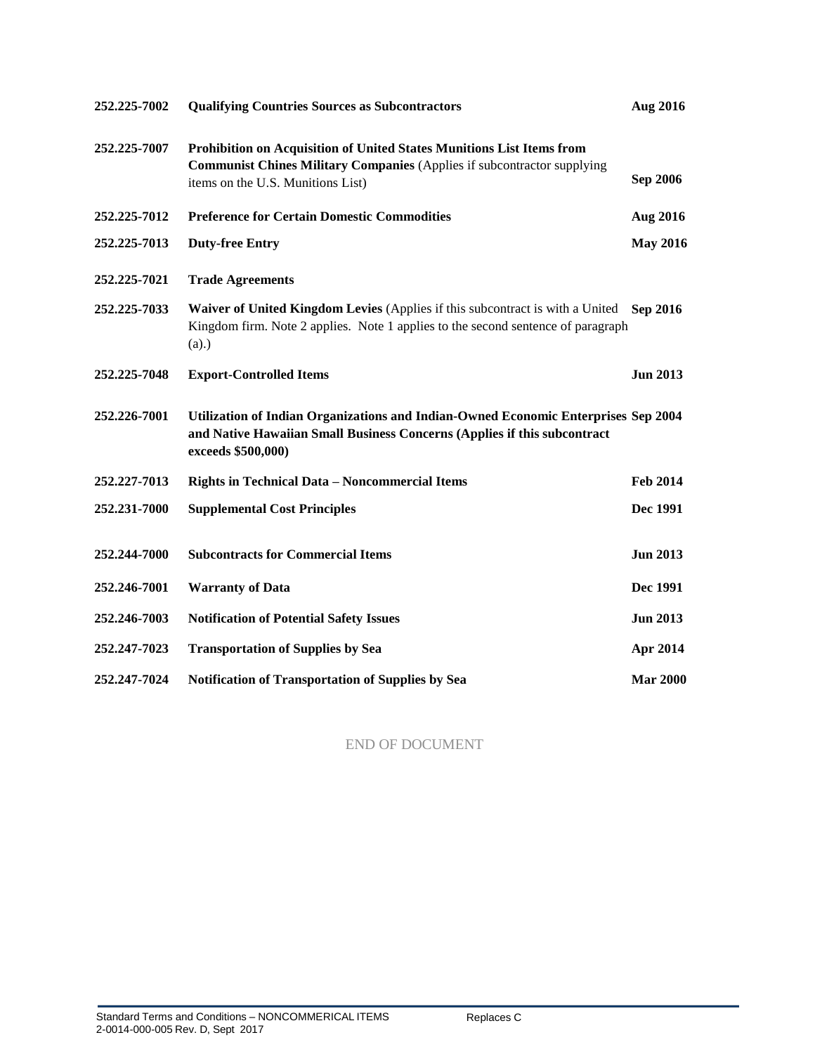| | | |
|---|---|---|
| **252.225-7002** | **Qualifying Countries Sources as Subcontractors** | **Aug 2016** |
| **252.225-7007** | **Prohibition on Acquisition of United States Munitions List Items from Communist Chines Military Companies** (Applies if subcontractor supplying items on the U.S. Munitions List) | **Sep 2006** |
| **252.225-7012** | **Preference for Certain Domestic Commodities** | **Aug 2016** |
| **252.225-7013** | **Duty-free Entry** | **May 2016** |
| **252.225-7021** | **Trade Agreements** | |
| **252.225-7033** | **Waiver of United Kingdom Levies** (Applies if this subcontract is with a United Kingdom firm. Note 2 applies. Note 1 applies to the second sentence of paragraph (a).) | **Sep 2016** |
| **252.225-7048** | **Export-Controlled Items** | **Jun 2013** |
| **252.226-7001** | **Utilization of Indian Organizations and Indian-Owned Economic Enterprises and Native Hawaiian Small Business Concerns (Applies if this subcontract exceeds $500,000)** | **Sep 2004** |
| **252.227-7013** | **Rights in Technical Data – Noncommercial Items** | **Feb 2014** |
| **252.231-7000** | **Supplemental Cost Principles** | **Dec 1991** |
| **252.244-7000** | **Subcontracts for Commercial Items** | **Jun 2013** |
| **252.246-7001** | **Warranty of Data** | **Dec 1991** |
| **252.246-7003** | **Notification of Potential Safety Issues** | **Jun 2013** |
| **252.247-7023** | **Transportation of Supplies by Sea** | **Apr 2014** |
| **252.247-7024** | **Notification of Transportation of Supplies by Sea** | **Mar 2000** |

END OF DOCUMENT